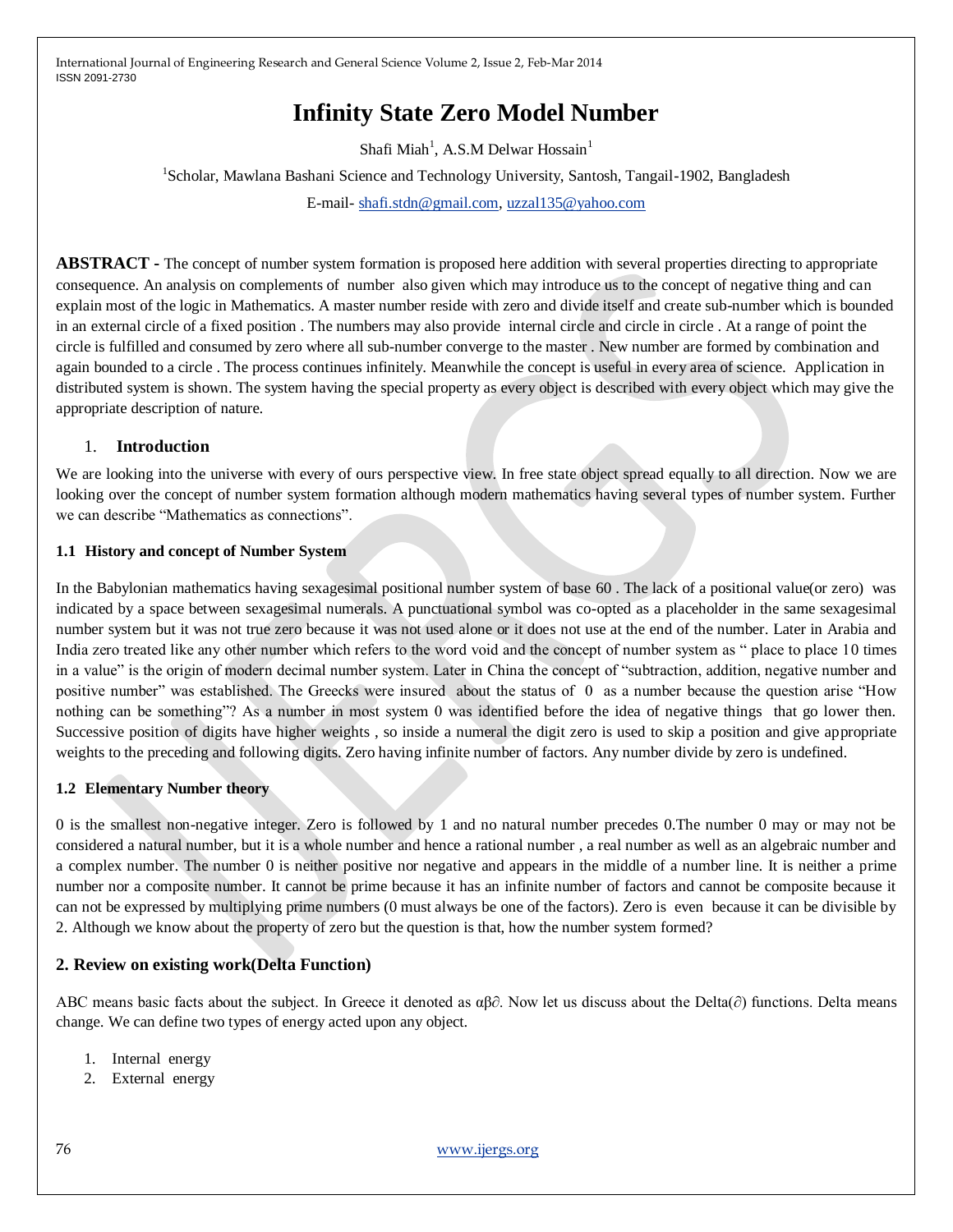# Infinity State Zero Model Number

Shafi Miah[1], A.S.M Delwar Hossain[1]

[1]Scholar, Mawlana Bashani Science and Technology University, Santosh, Tangail-1902, Bangladesh

E-mail- shafi.stdn@gmail.com, uzzal135@yahoo.com

**ABSTRACT -** The concept of number system formation is proposed here addition with several properties directing to appropriate consequence. An analysis on complements of number also given which may introduce us to the concept of negative thing and can explain most of the logic in Mathematics. A master number reside with zero and divide itself and create sub-number which is bounded in an external circle of a fixed position . The numbers may also provide internal circle and circle in circle . At a range of point the circle is fulfilled and consumed by zero where all sub-number converge to the master . New number are formed by combination and again bounded to a circle . The process continues infinitely. Meanwhile the concept is useful in every area of science. Application in distributed system is shown. The system having the special property as every object is described with every object which may give the appropriate description of nature.

## 1. Introduction

We are looking into the universe with every of ours perspective view. In free state object spread equally to all direction. Now we are looking over the concept of number system formation although modern mathematics having several types of number system. Further we can describe "Mathematics as connections".

### 1.1 History and concept of Number System

In the Babylonian mathematics having sexagesimal positional number system of base 60 . The lack of a positional value(or zero) was indicated by a space between sexagesimal numerals. A punctuational symbol was co-opted as a placeholder in the same sexagesimal number system but it was not true zero because it was not used alone or it does not use at the end of the number. Later in Arabia and India zero treated like any other number which refers to the word void and the concept of number system as " place to place 10 times in a value" is the origin of modern decimal number system. Later in China the concept of "subtraction, addition, negative number and positive number" was established. The Greecks were insured about the status of 0 as a number because the question arise "How nothing can be something"? As a number in most system 0 was identified before the idea of negative things that go lower then. Successive position of digits have higher weights , so inside a numeral the digit zero is used to skip a position and give appropriate weights to the preceding and following digits. Zero having infinite number of factors. Any number divide by zero is undefined.

### 1.2 Elementary Number theory

0 is the smallest non-negative integer. Zero is followed by 1 and no natural number precedes 0.The number 0 may or may not be considered a natural number, but it is a whole number and hence a rational number , a real number as well as an algebraic number and a complex number. The number 0 is neither positive nor negative and appears in the middle of a number line. It is neither a prime number nor a composite number. It cannot be prime because it has an infinite number of factors and cannot be composite because it can not be expressed by multiplying prime numbers (0 must always be one of the factors). Zero is even because it can be divisible by 2. Although we know about the property of zero but the question is that, how the number system formed?

## 2. Review on existing work(Delta Function)

ABC means basic facts about the subject. In Greece it denoted as αβ∂. Now let us discuss about the Delta(∂) functions. Delta means change. We can define two types of energy acted upon any object.

1. Internal energy
2. External energy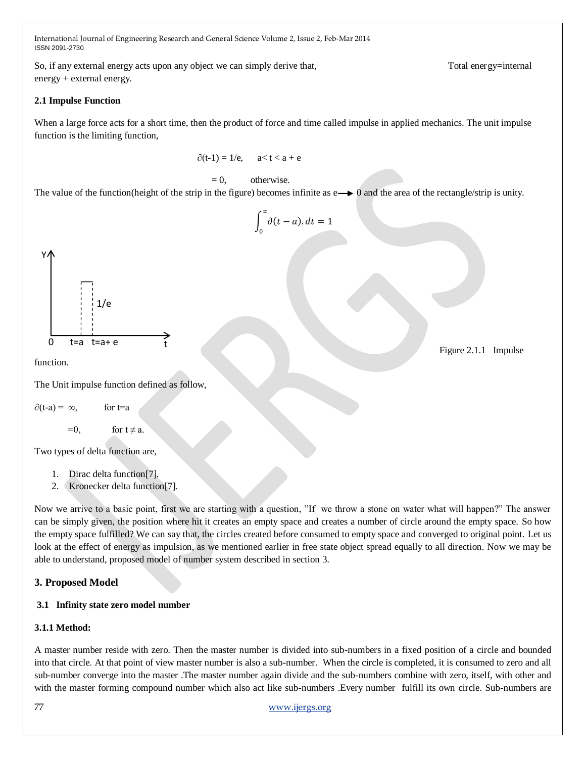So, if any external energy acts upon any object we can simply derive that, Total energy=internal energy + external energy.

#### 2.1 Impulse Function

When a large force acts for a short time, then the product of force and time called impulse in applied mechanics. The unit impulse function is the limiting function,

$$\partial(t-1) = 1/e, \quad a < t < a + e$$

$$= 0, \quad \text{otherwise.}$$

The value of the function(height of the strip in the figure) becomes infinite as $e \rightarrow 0$ and the area of the rectangle/strip is unity.

$$\int_0^\infty \partial(t-a).dt = 1$$

Figure 2.1.1 Impulse function.

The Unit impulse function defined as follow,

$$\partial(t\text{-}a) = \infty, \quad \text{for } t=a$$

$$=0, \quad \text{for } t \neq a.$$

Two types of delta function are,

1. Dirac delta function[7].
2. Kronecker delta function[7].

Now we arrive to a basic point, first we are starting with a question, "If we throw a stone on water what will happen?" The answer can be simply given, the position where hit it creates an empty space and creates a number of circle around the empty space. So how the empty space fulfilled? We can say that, the circles created before consumed to empty space and converged to original point. Let us look at the effect of energy as impulsion, as we mentioned earlier in free state object spread equally to all direction. Now we may be able to understand, proposed model of number system described in section 3.

## 3. Proposed Model

### 3.1 Infinity state zero model number

#### 3.1.1 Method:

A master number reside with zero. Then the master number is divided into sub-numbers in a fixed position of a circle and bounded into that circle. At that point of view master number is also a sub-number. When the circle is completed, it is consumed to zero and all sub-number converge into the master .The master number again divide and the sub-numbers combine with zero, itself, with other and with the master forming compound number which also act like sub-numbers .Every number fulfill its own circle. Sub-numbers are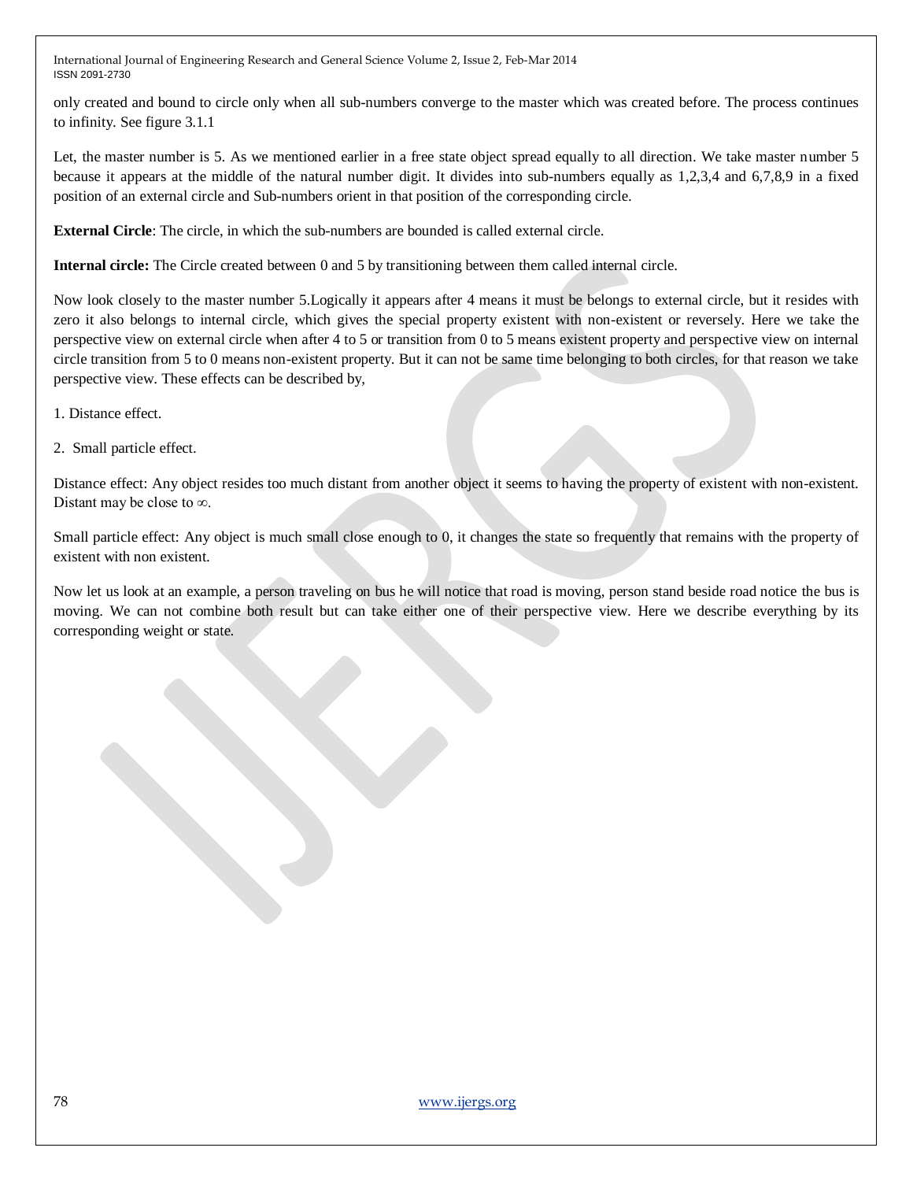only created and bound to circle only when all sub-numbers converge to the master which was created before. The process continues to infinity. See figure 3.1.1

Let, the master number is 5. As we mentioned earlier in a free state object spread equally to all direction. We take master number 5 because it appears at the middle of the natural number digit. It divides into sub-numbers equally as 1,2,3,4 and 6,7,8,9 in a fixed position of an external circle and Sub-numbers orient in that position of the corresponding circle.

**External Circle**: The circle, in which the sub-numbers are bounded is called external circle.

**Internal circle:** The Circle created between 0 and 5 by transitioning between them called internal circle.

Now look closely to the master number 5.Logically it appears after 4 means it must be belongs to external circle, but it resides with zero it also belongs to internal circle, which gives the special property existent with non-existent or reversely. Here we take the perspective view on external circle when after 4 to 5 or transition from 0 to 5 means existent property and perspective view on internal circle transition from 5 to 0 means non-existent property. But it can not be same time belonging to both circles, for that reason we take perspective view. These effects can be described by,

1. Distance effect.

2. Small particle effect.

Distance effect: Any object resides too much distant from another object it seems to having the property of existent with non-existent. Distant may be close to $\infty$.

Small particle effect: Any object is much small close enough to 0, it changes the state so frequently that remains with the property of existent with non existent.

Now let us look at an example, a person traveling on bus he will notice that road is moving, person stand beside road notice the bus is moving. We can not combine both result but can take either one of their perspective view. Here we describe everything by its corresponding weight or state.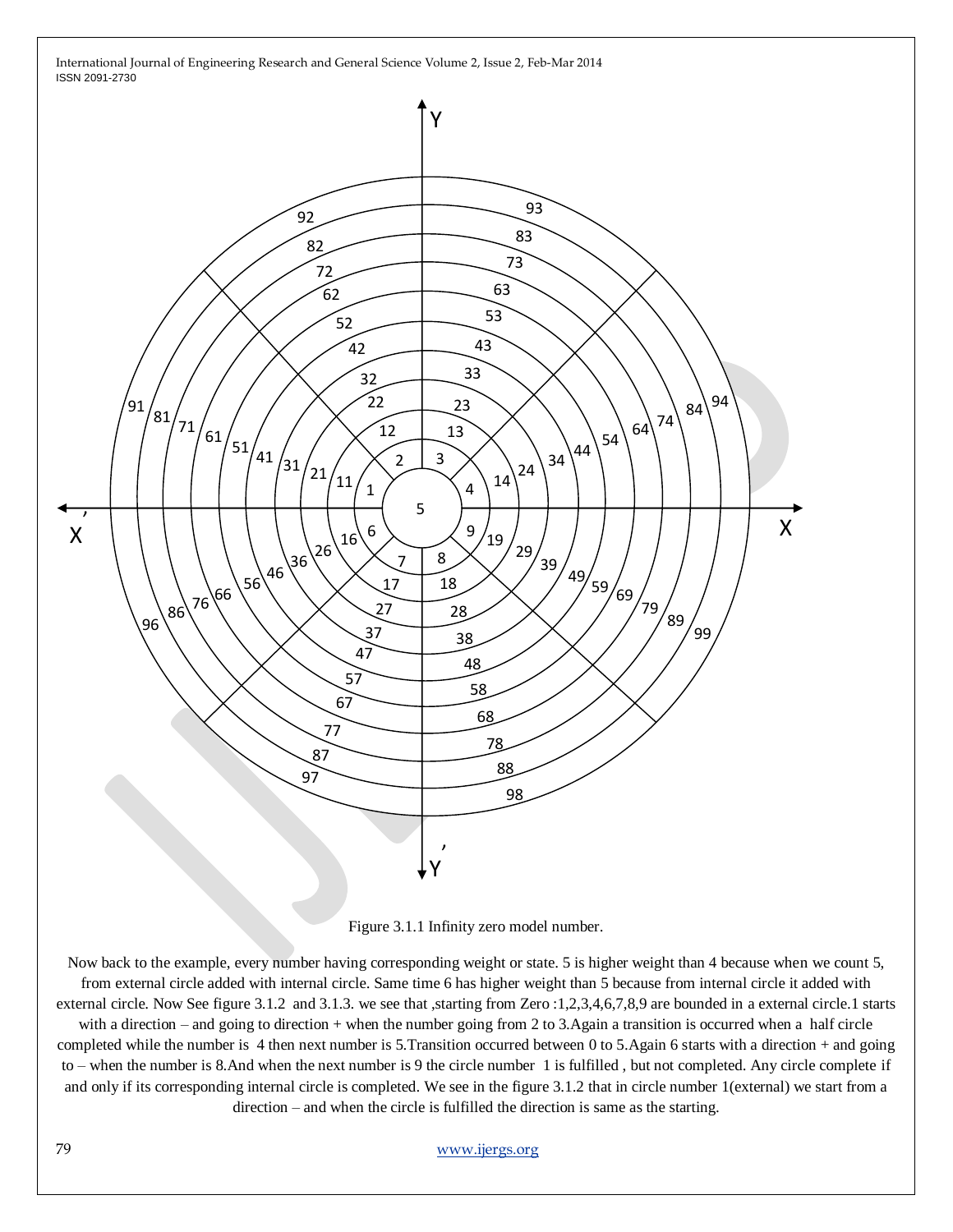Figure 3.1.1 Infinity zero model number.

Now back to the example, every number having corresponding weight or state. 5 is higher weight than 4 because when we count 5, from external circle added with internal circle. Same time 6 has higher weight than 5 because from internal circle it added with external circle. Now See figure 3.1.2 and 3.1.3. we see that ,starting from Zero :1,2,3,4,6,7,8,9 are bounded in a external circle.1 starts with a direction – and going to direction + when the number going from 2 to 3.Again a transition is occurred when a half circle completed while the number is 4 then next number is 5.Transition occurred between 0 to 5.Again 6 starts with a direction + and going to – when the number is 8.And when the next number is 9 the circle number 1 is fulfilled , but not completed. Any circle complete if and only if its corresponding internal circle is completed. We see in the figure 3.1.2 that in circle number 1(external) we start from a direction – and when the circle is fulfilled the direction is same as the starting.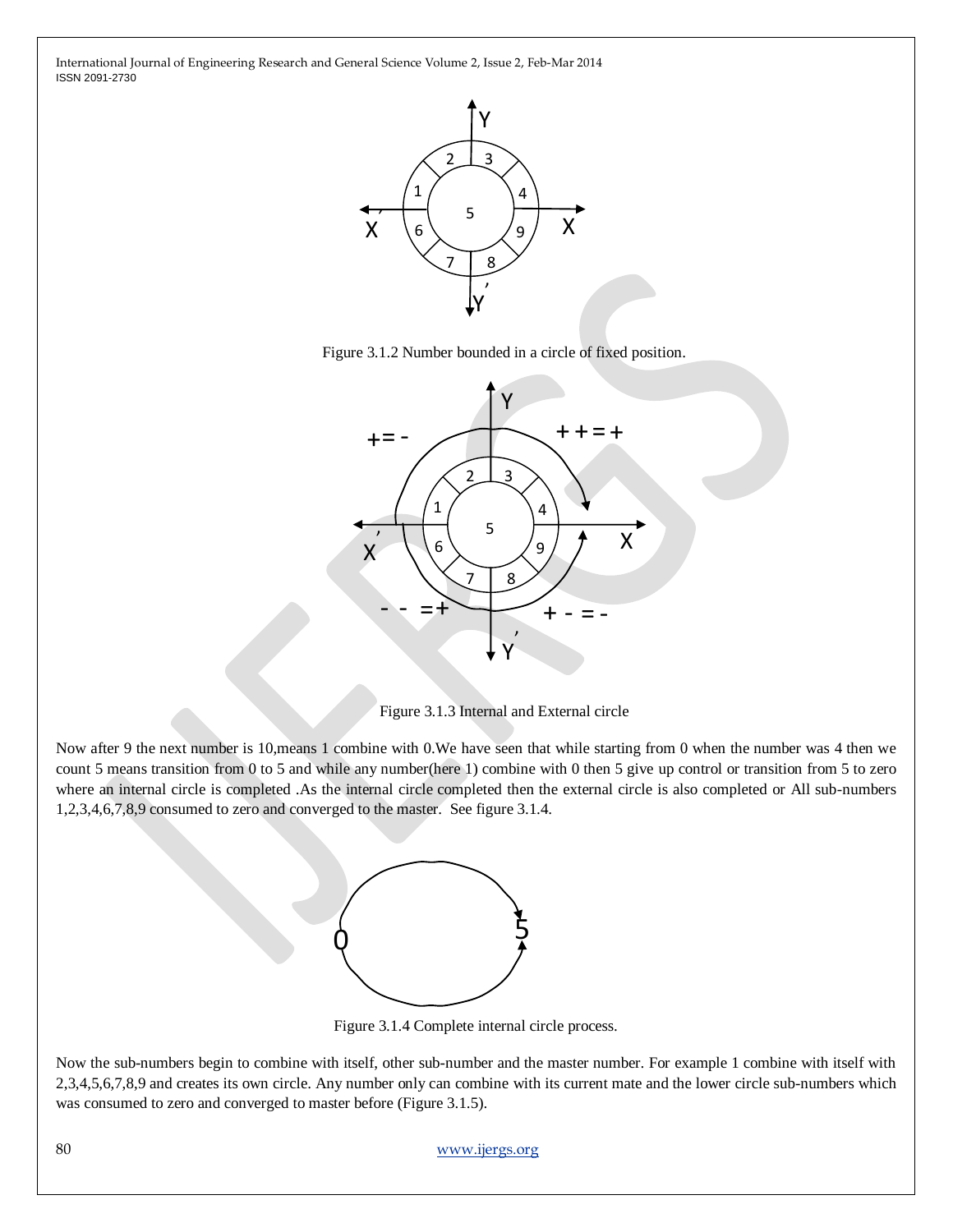Figure 3.1.2 Number bounded in a circle of fixed position.

Figure 3.1.3 Internal and External circle

Now after 9 the next number is 10,means 1 combine with 0.We have seen that while starting from 0 when the number was 4 then we count 5 means transition from 0 to 5 and while any number(here 1) combine with 0 then 5 give up control or transition from 5 to zero where an internal circle is completed .As the internal circle completed then the external circle is also completed or All sub-numbers 1,2,3,4,6,7,8,9 consumed to zero and converged to the master.  See figure 3.1.4.

Figure 3.1.4 Complete internal circle process.

Now the sub-numbers begin to combine with itself, other sub-number and the master number. For example 1 combine with itself with 2,3,4,5,6,7,8,9 and creates its own circle. Any number only can combine with its current mate and the lower circle sub-numbers which was consumed to zero and converged to master before (Figure 3.1.5).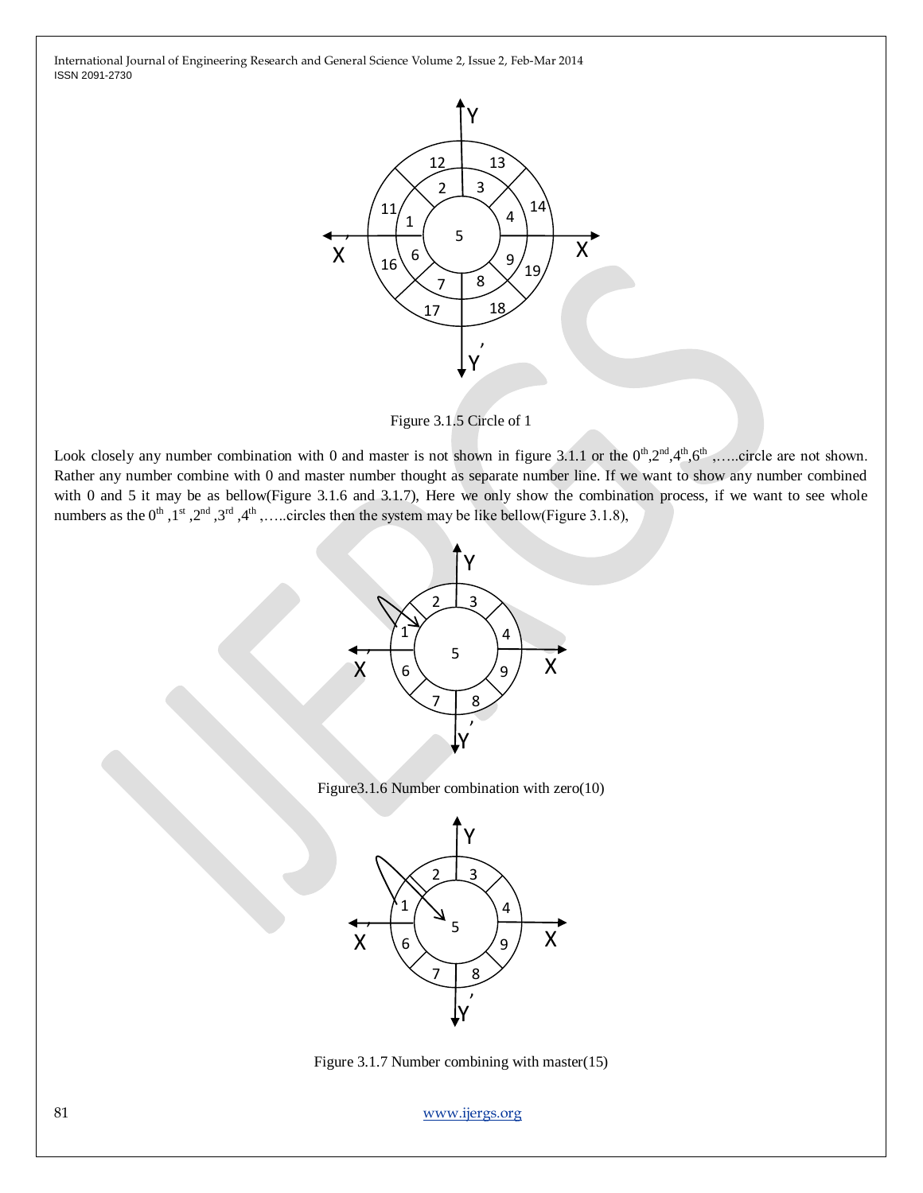Figure 3.1.5 Circle of 1

Look closely any number combination with 0 and master is not shown in figure 3.1.1 or the 0th,2nd,4th,6th ,…..circle are not shown. Rather any number combine with 0 and master number thought as separate number line. If we want to show any number combined with 0 and 5 it may be as bellow(Figure 3.1.6 and 3.1.7), Here we only show the combination process, if we want to see whole numbers as the 0th ,1st ,2nd ,3rd ,4th ,…..circles then the system may be like bellow(Figure 3.1.8),

Figure3.1.6 Number combination with zero(10)

Figure 3.1.7 Number combining with master(15)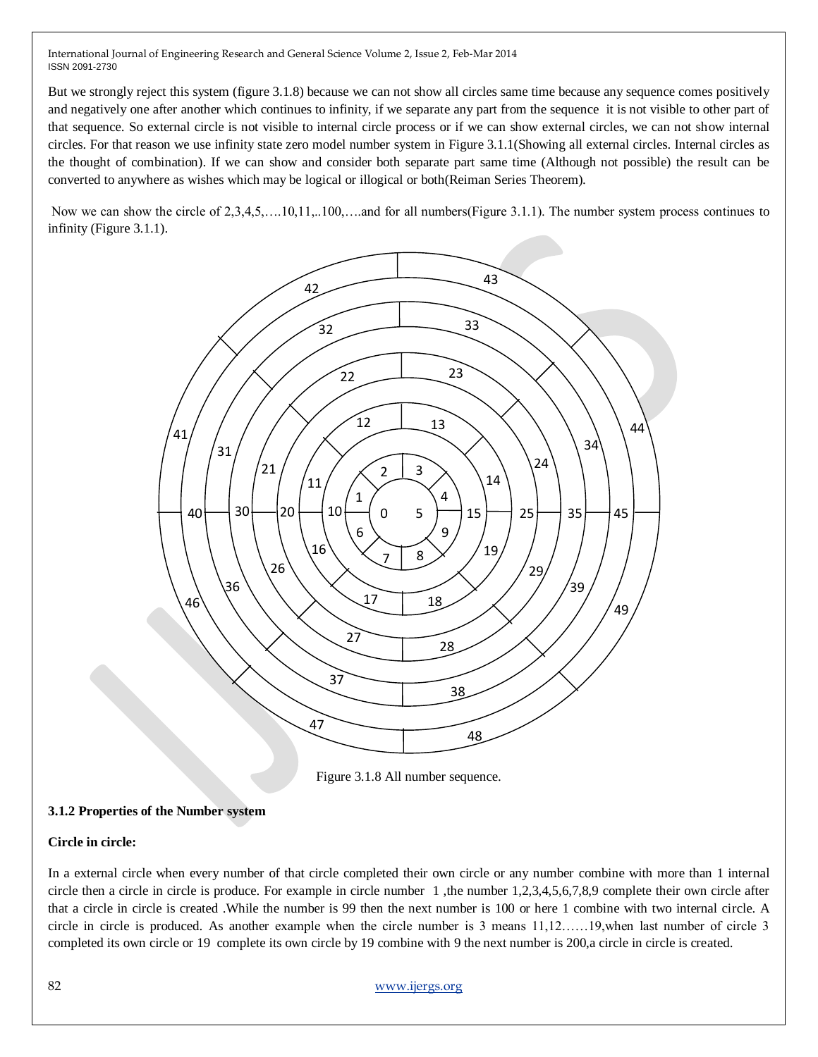But we strongly reject this system (figure 3.1.8) because we can not show all circles same time because any sequence comes positively and negatively one after another which continues to infinity, if we separate any part from the sequence it is not visible to other part of that sequence. So external circle is not visible to internal circle process or if we can show external circles, we can not show internal circles. For that reason we use infinity state zero model number system in Figure 3.1.1(Showing all external circles. Internal circles as the thought of combination). If we can show and consider both separate part same time (Although not possible) the result can be converted to anywhere as wishes which may be logical or illogical or both(Reiman Series Theorem).

Now we can show the circle of 2,3,4,5,….10,11,..100,….and for all numbers(Figure 3.1.1). The number system process continues to infinity (Figure 3.1.1).

Figure 3.1.8 All number sequence.

**3.1.2 Properties of the Number system**

**Circle in circle:**

In a external circle when every number of that circle completed their own circle or any number combine with more than 1 internal circle then a circle in circle is produce. For example in circle number 1 ,the number 1,2,3,4,5,6,7,8,9 complete their own circle after that a circle in circle is created .While the number is 99 then the next number is 100 or here 1 combine with two internal circle. A circle in circle is produced. As another example when the circle number is 3 means 11,12……19,when last number of circle 3 completed its own circle or 19 complete its own circle by 19 combine with 9 the next number is 200,a circle in circle is created.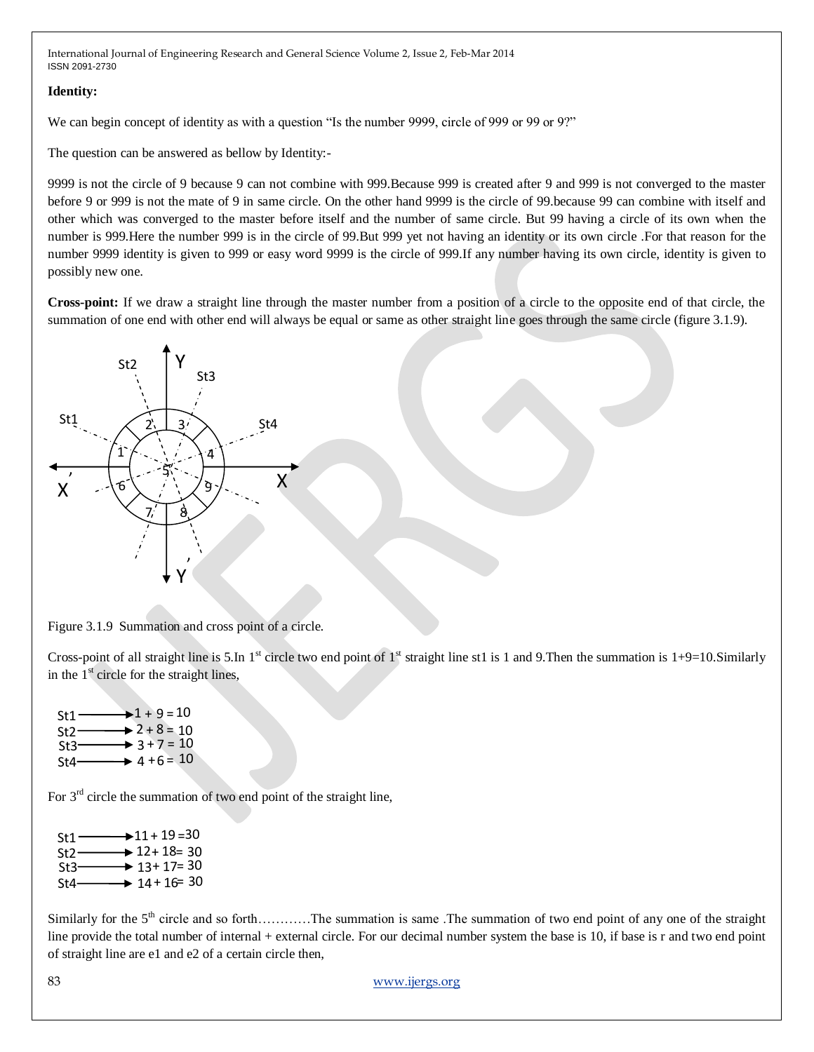**Identity:**

We can begin concept of identity as with a question "Is the number 9999, circle of 999 or 99 or 9?"

The question can be answered as bellow by Identity:-

9999 is not the circle of 9 because 9 can not combine with 999.Because 999 is created after 9 and 999 is not converged to the master before 9 or 999 is not the mate of 9 in same circle. On the other hand 9999 is the circle of 99.because 99 can combine with itself and other which was converged to the master before itself and the number of same circle. But 99 having a circle of its own when the number is 999.Here the number 999 is in the circle of 99.But 999 yet not having an identity or its own circle .For that reason for the number 9999 identity is given to 999 or easy word 9999 is the circle of 999.If any number having its own circle, identity is given to possibly new one.

**Cross-point:** If we draw a straight line through the master number from a position of a circle to the opposite end of that circle, the summation of one end with other end will always be equal or same as other straight line goes through the same circle (figure 3.1.9).

Figure 3.1.9 Summation and cross point of a circle.

Cross-point of all straight line is 5.In 1st circle two end point of 1st straight line st1 is 1 and 9.Then the summation is 1+9=10.Similarly in the 1st circle for the straight lines,

St1 ⟶ 1 + 9 = 10
St2 ⟶ 2 + 8 = 10
St3 ⟶ 3 + 7 = 10
St4 ⟶ 4 + 6 = 10

For 3rd circle the summation of two end point of the straight line,

St1 ⟶ 11 + 19 = 30
St2 ⟶ 12 + 18 = 30
St3 ⟶ 13 + 17 = 30
St4 ⟶ 14 + 16 = 30

Similarly for the 5th circle and so forth…………The summation is same .The summation of two end point of any one of the straight line provide the total number of internal + external circle. For our decimal number system the base is 10, if base is r and two end point of straight line are e1 and e2 of a certain circle then,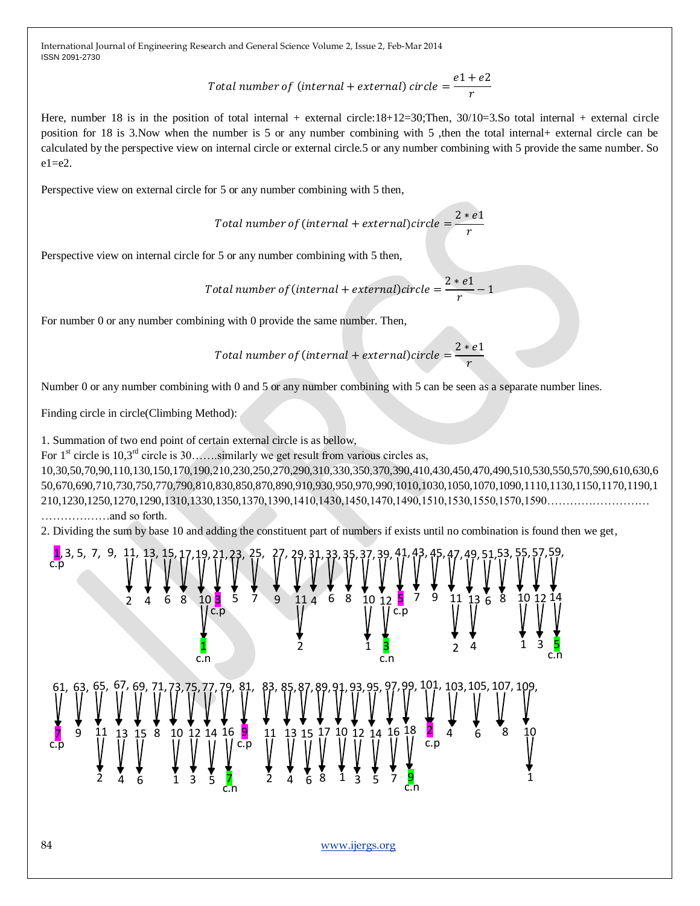$$Total\ number\ of\ (internal + external)\ circle = \frac{e1 + e2}{r}$$

Here, number 18 is in the position of total internal + external circle:18+12=30;Then, 30/10=3.So total internal + external circle position for 18 is 3.Now when the number is 5 or any number combining with 5 ,then the total internal+ external circle can be calculated by the perspective view on internal circle or external circle.5 or any number combining with 5 provide the same number. So e1=e2.

Perspective view on external circle for 5 or any number combining with 5 then,

$$Total\ number\ of\ (internal + external) circle = \frac{2 * e1}{r}$$

Perspective view on internal circle for 5 or any number combining with 5 then,

$$Total\ number\ of\ (internal + external) circle = \frac{2 * e1}{r} - 1$$

For number 0 or any number combining with 0 provide the same number. Then,

$$Total\ number\ of\ (internal + external) circle = \frac{2 * e1}{r}$$

Number 0 or any number combining with 0 and 5 or any number combining with 5 can be seen as a separate number lines.

Finding circle in circle(Climbing Method):

1. Summation of two end point of certain external circle is as bellow,
For 1st circle is 10,3rd circle is 30…….similarly we get result from various circles as,
10,30,50,70,90,110,130,150,170,190,210,230,250,270,290,310,330,350,370,390,410,430,450,470,490,510,530,550,570,590,610,630,650,670,690,710,730,750,770,790,810,830,850,870,890,910,930,950,970,990,1010,1030,1050,1070,1090,1110,1130,1150,1170,1190,1210,1230,1250,1270,1290,1310,1330,1350,1370,1390,1410,1430,1450,1470,1490,1510,1530,1550,1570,1590………………………………………and so forth.

2. Dividing the sum by base 10 and adding the constituent part of numbers if exists until no combination is found then we get,

1 (c.p), 3, 5, 7, 9, 11, 13, 15, 17, 19, 21, 23, 25, 27, 29, 31, 33, 35, 37, 39, 41, 43, 45, 47, 49, 51, 53, 55, 57, 59,

2, 4, 6, 8, 10, 3 (c.p), 5, 7, 9, 11, 4, 6, 8, 10, 12, 5 (c.p), 7, 9, 11, 13, 6, 8, 10, 12, 14

1 (c.n), 2, 1, 3 (c.n), 2, 4, 1, 3, 5 (c.n)

61, 63, 65, 67, 69, 71, 73, 75, 77, 79, 81, 83, 85, 87, 89, 91, 93, 95, 97, 99, 101, 103, 105, 107, 109,

7 (c.p), 9, 11, 13, 15, 8, 10, 12, 14, 16, 9 (c.p), 11, 13, 15, 17, 10, 12, 14, 16, 18, 2 (c.p), 4, 6, 8, 10

2, 4, 6, 1, 3, 5, 7 (c.n), 2, 4, 6, 8, 1, 3, 5, 7, 9 (c.n), 1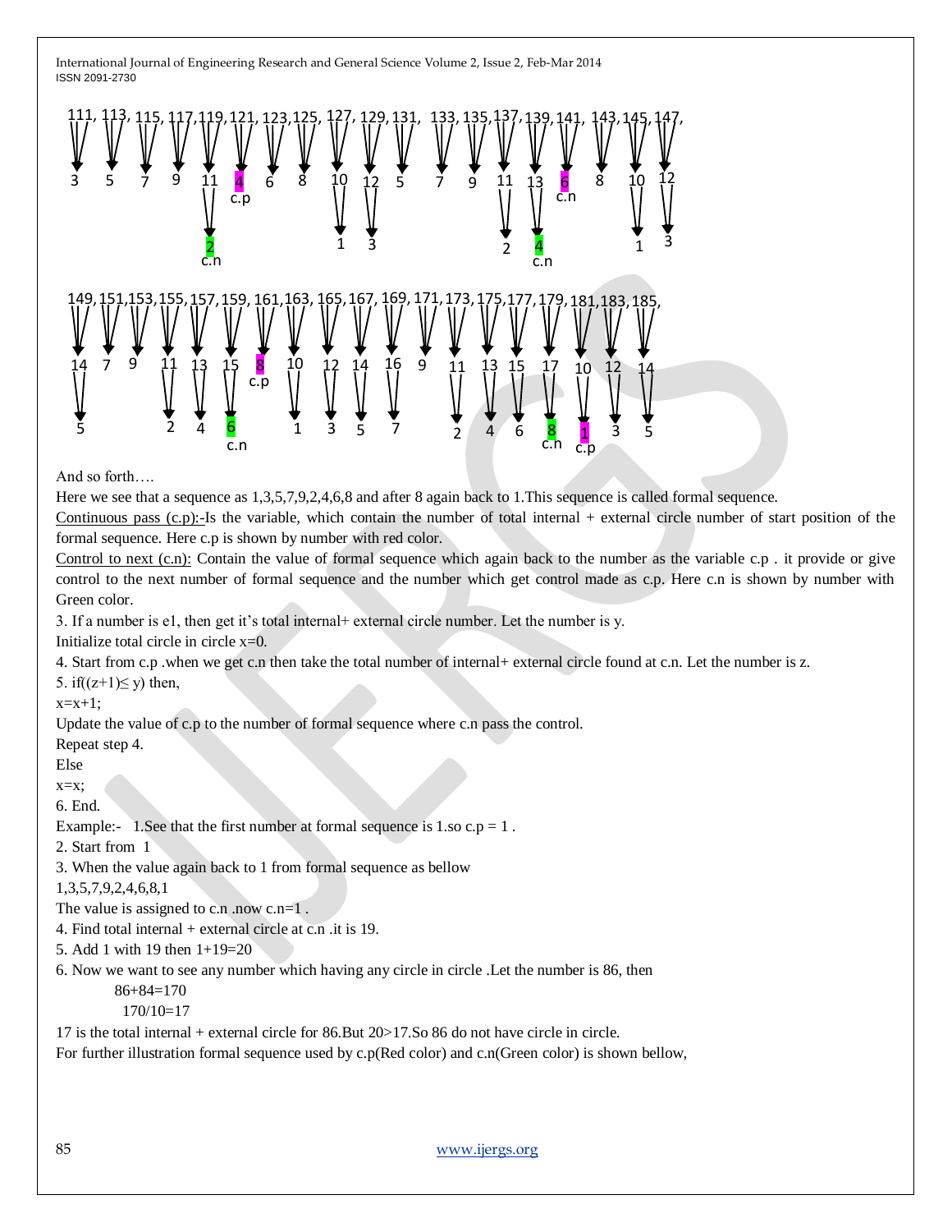111, 113, 115, 117, 119, 121, 123, 125, 127, 129, 131, 133, 135, 137, 139, 141, 143, 145, 147,

3 5 7 9 11 4 (c.p) 6 8 10 12 5 7 9 11 13 6 (c.n) 8 10 12

2 (c.n) 1 3 2 4 (c.n) 1 3

149, 151, 153, 155, 157, 159, 161, 163, 165, 167, 169, 171, 173, 175, 177, 179, 181, 183, 185,

14 7 9 11 13 15 8 (c.p) 10 12 14 16 9 11 13 15 17 10 12 14

5 2 4 6 (c.n) 1 3 5 7 2 4 6 8 (c.n) 1 (c.p) 3 5

And so forth….

Here we see that a sequence as 1,3,5,7,9,2,4,6,8 and after 8 again back to 1.This sequence is called formal sequence.

Continuous pass (c.p):-Is the variable, which contain the number of total internal + external circle number of start position of the formal sequence. Here c.p is shown by number with red color.

Control to next (c.n): Contain the value of formal sequence which again back to the number as the variable c.p . it provide or give control to the next number of formal sequence and the number which get control made as c.p. Here c.n is shown by number with Green color.

3. If a number is e1, then get it's total internal+ external circle number. Let the number is y.

Initialize total circle in circle x=0.

4. Start from c.p .when we get c.n then take the total number of internal+ external circle found at c.n. Let the number is z.

5. if((z+1)≤ y) then,

x=x+1;

Update the value of c.p to the number of formal sequence where c.n pass the control.

Repeat step 4.

Else

x=x;

6. End.

Example:- 1.See that the first number at formal sequence is 1.so c.p = 1 .

2. Start from 1

3. When the value again back to 1 from formal sequence as bellow

1,3,5,7,9,2,4,6,8,1

The value is assigned to c.n .now c.n=1 .

4. Find total internal + external circle at c.n .it is 19.

5. Add 1 with 19 then 1+19=20

6. Now we want to see any number which having any circle in circle .Let the number is 86, then

86+84=170

170/10=17

17 is the total internal + external circle for 86.But 20>17.So 86 do not have circle in circle.

For further illustration formal sequence used by c.p(Red color) and c.n(Green color) is shown bellow,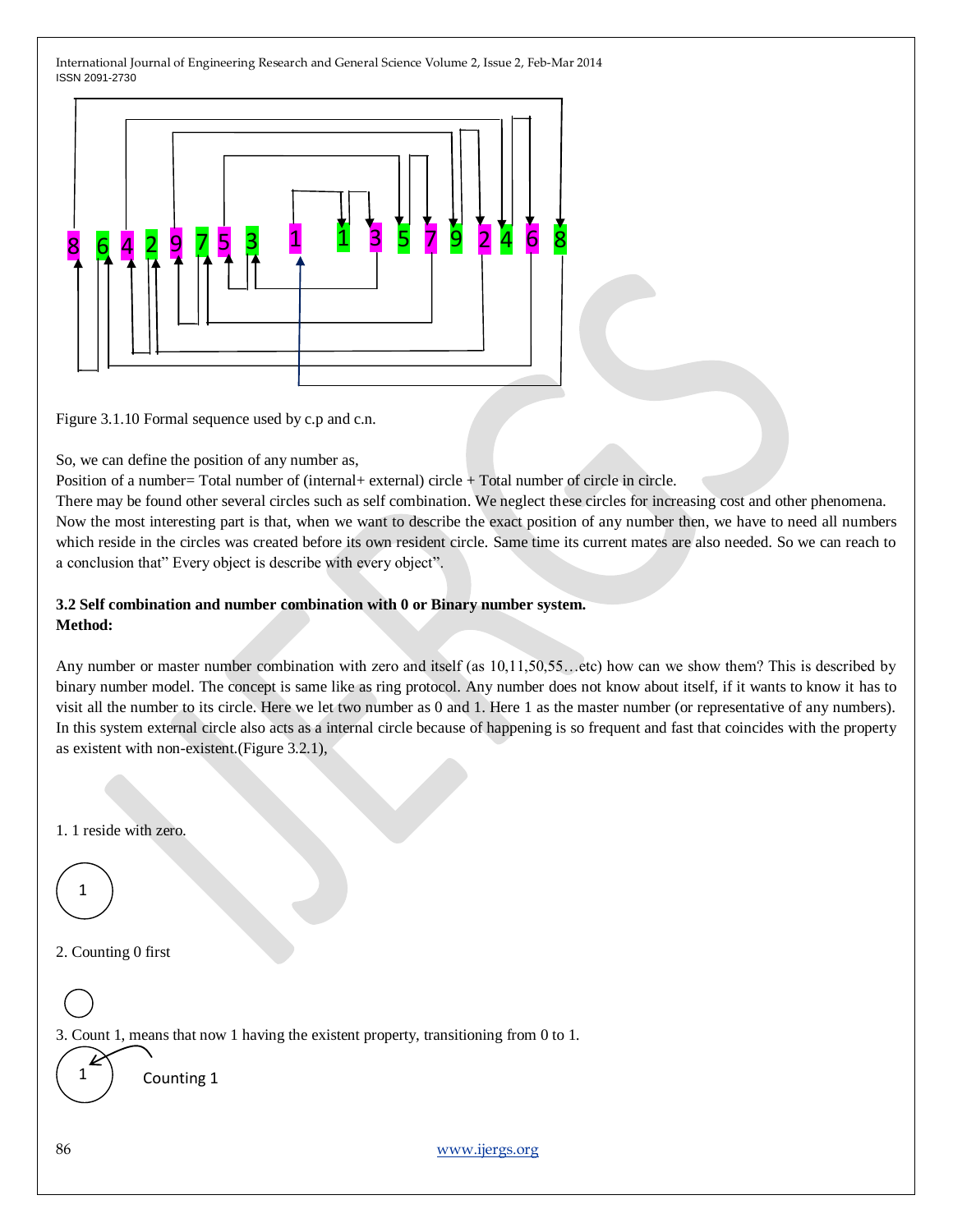Figure 3.1.10 Formal sequence used by c.p and c.n.

So, we can define the position of any number as,

Position of a number= Total number of (internal+ external) circle + Total number of circle in circle.

There may be found other several circles such as self combination. We neglect these circles for increasing cost and other phenomena. Now the most interesting part is that, when we want to describe the exact position of any number then, we have to need all numbers which reside in the circles was created before its own resident circle. Same time its current mates are also needed. So we can reach to a conclusion that" Every object is describe with every object".

### 3.2 Self combination and number combination with 0 or Binary number system.

**Method:**

Any number or master number combination with zero and itself (as 10,11,50,55…etc) how can we show them? This is described by binary number model. The concept is same like as ring protocol. Any number does not know about itself, if it wants to know it has to visit all the number to its circle. Here we let two number as 0 and 1. Here 1 as the master number (or representative of any numbers). In this system external circle also acts as a internal circle because of happening is so frequent and fast that coincides with the property as existent with non-existent.(Figure 3.2.1),

1. 1 reside with zero.

2. Counting 0 first

3. Count 1, means that now 1 having the existent property, transitioning from 0 to 1.

Counting 1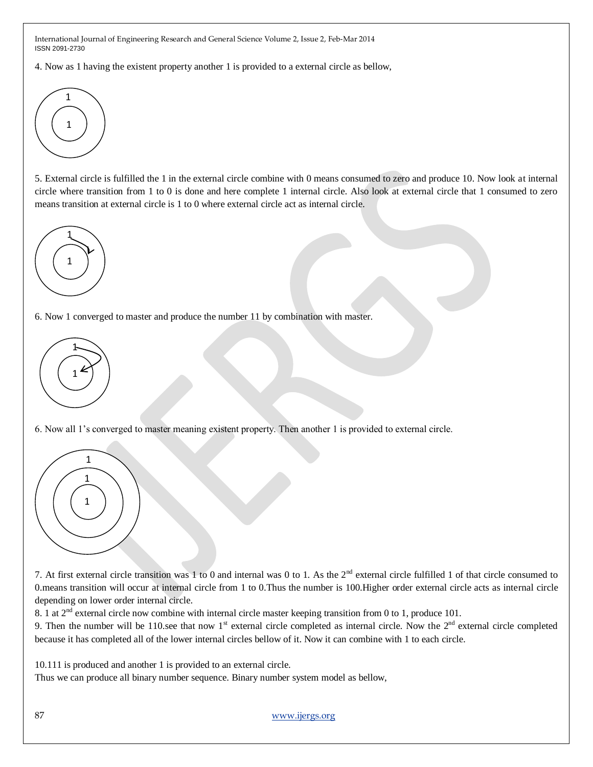4. Now as 1 having the existent property another 1 is provided to a external circle as bellow,

5. External circle is fulfilled the 1 in the external circle combine with 0 means consumed to zero and produce 10. Now look at internal circle where transition from 1 to 0 is done and here complete 1 internal circle. Also look at external circle that 1 consumed to zero means transition at external circle is 1 to 0 where external circle act as internal circle.

6. Now 1 converged to master and produce the number 11 by combination with master.

6. Now all 1's converged to master meaning existent property. Then another 1 is provided to external circle.

7. At first external circle transition was 1 to 0 and internal was 0 to 1. As the 2nd external circle fulfilled 1 of that circle consumed to 0.means transition will occur at internal circle from 1 to 0.Thus the number is 100.Higher order external circle acts as internal circle depending on lower order internal circle.

8. 1 at 2nd external circle now combine with internal circle master keeping transition from 0 to 1, produce 101.

9. Then the number will be 110.see that now 1st external circle completed as internal circle. Now the 2nd external circle completed because it has completed all of the lower internal circles bellow of it. Now it can combine with 1 to each circle.

10.111 is produced and another 1 is provided to an external circle.

Thus we can produce all binary number sequence. Binary number system model as bellow,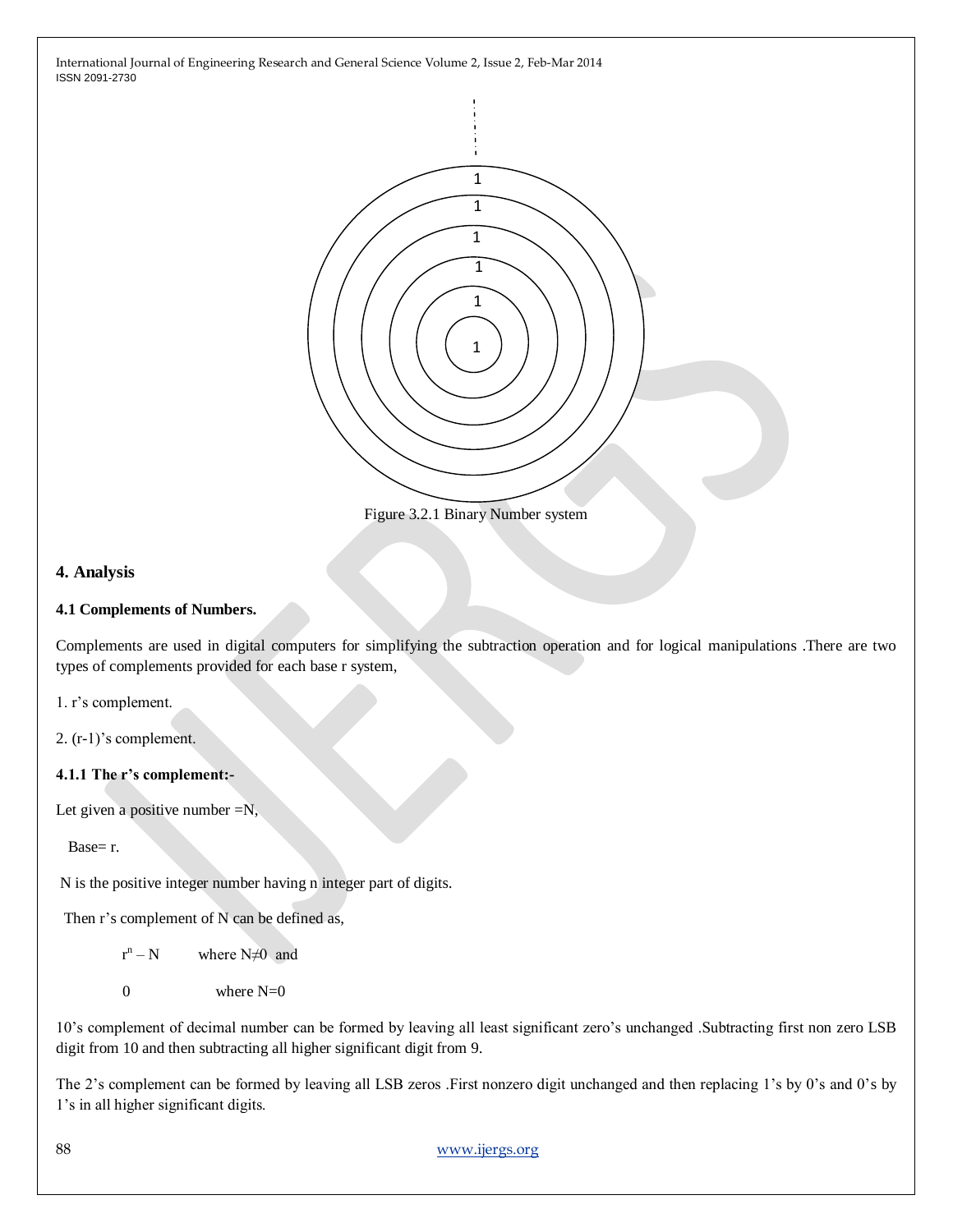Figure 3.2.1 Binary Number system

## 4. Analysis

### 4.1 Complements of Numbers.

Complements are used in digital computers for simplifying the subtraction operation and for logical manipulations .There are two types of complements provided for each base r system,

1. r's complement.

2. (r-1)'s complement.

#### 4.1.1 The r's complement:-

Let given a positive number =N,

Base= r.

N is the positive integer number having n integer part of digits.

Then r's complement of N can be defined as,

$r^n - N$ where $N \neq 0$ and

0 where $N=0$

10's complement of decimal number can be formed by leaving all least significant zero's unchanged .Subtracting first non zero LSB digit from 10 and then subtracting all higher significant digit from 9.

The 2's complement can be formed by leaving all LSB zeros .First nonzero digit unchanged and then replacing 1's by 0's and 0's by 1's in all higher significant digits.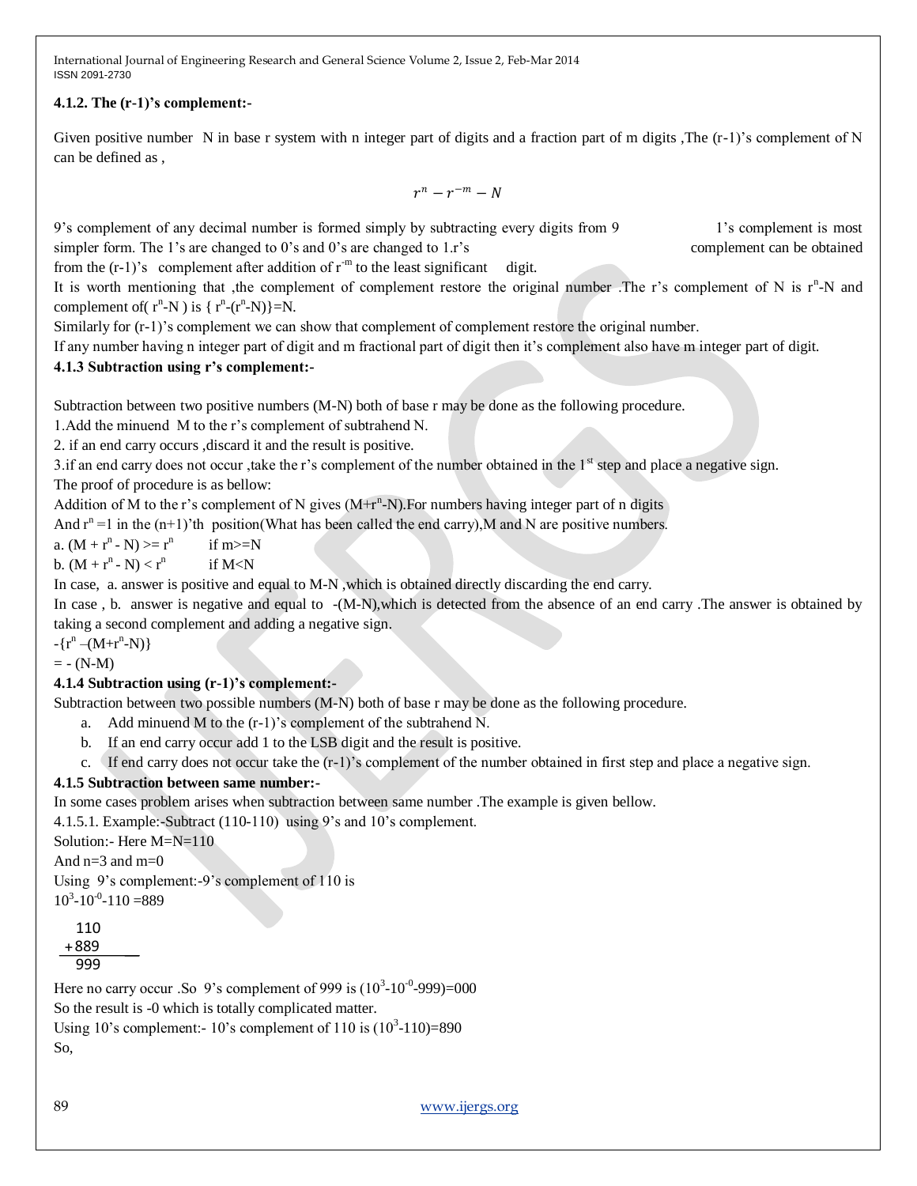**4.1.2. The (r-1)'s complement:-**

Given positive number N in base r system with n integer part of digits and a fraction part of m digits ,The (r-1)'s complement of N can be defined as ,

$$r^n - r^{-m} - N$$

9's complement of any decimal number is formed simply by subtracting every digits from 9 1's complement is most simpler form. The 1's are changed to 0's and 0's are changed to 1.r's complement can be obtained from the (r-1)'s complement after addition of $r^{-m}$ to the least significant digit.

It is worth mentioning that ,the complement of complement restore the original number .The r's complement of N is $r^n$-N and complement of( $r^n$-N ) is { $r^n$-($r^n$-N)}=N.

Similarly for (r-1)'s complement we can show that complement of complement restore the original number.

If any number having n integer part of digit and m fractional part of digit then it's complement also have m integer part of digit.

**4.1.3 Subtraction using r's complement:-**

Subtraction between two positive numbers (M-N) both of base r may be done as the following procedure.

1.Add the minuend M to the r's complement of subtrahend N.

2. if an end carry occurs ,discard it and the result is positive.

3.if an end carry does not occur ,take the r's complement of the number obtained in the 1st step and place a negative sign.

The proof of procedure is as bellow:

Addition of M to the r's complement of N gives (M+$r^n$-N).For numbers having integer part of n digits

And $r^n$ =1 in the (n+1)'th position(What has been called the end carry),M and N are positive numbers.

a. (M + $r^n$ - N) >= $r^n$ if m>=N

b. (M + $r^n$ - N) < $r^n$ if M<N

In case, a. answer is positive and equal to M-N ,which is obtained directly discarding the end carry.

In case , b. answer is negative and equal to -(M-N),which is detected from the absence of an end carry .The answer is obtained by taking a second complement and adding a negative sign.

-{$r^n$ –(M+$r^n$-N)}

= - (N-M)

**4.1.4 Subtraction using (r-1)'s complement:-**

Subtraction between two possible numbers (M-N) both of base r may be done as the following procedure.

a. Add minuend M to the (r-1)'s complement of the subtrahend N.
b. If an end carry occur add 1 to the LSB digit and the result is positive.
c. If end carry does not occur take the (r-1)'s complement of the number obtained in first step and place a negative sign.

**4.1.5 Subtraction between same number:-**

In some cases problem arises when subtraction between same number .The example is given bellow.

4.1.5.1. Example:-Subtract (110-110) using 9's and 10's complement.

Solution:- Here M=N=110

And n=3 and m=0

Using 9's complement:-9's complement of 110 is

$10^3$-$10^{-0}$-110 =889

```
  110
 +889
  999
```

Here no carry occur .So 9's complement of 999 is ($10^3$-$10^{-0}$-999)=000

So the result is -0 which is totally complicated matter.

Using 10's complement:- 10's complement of 110 is ($10^3$-110)=890

So,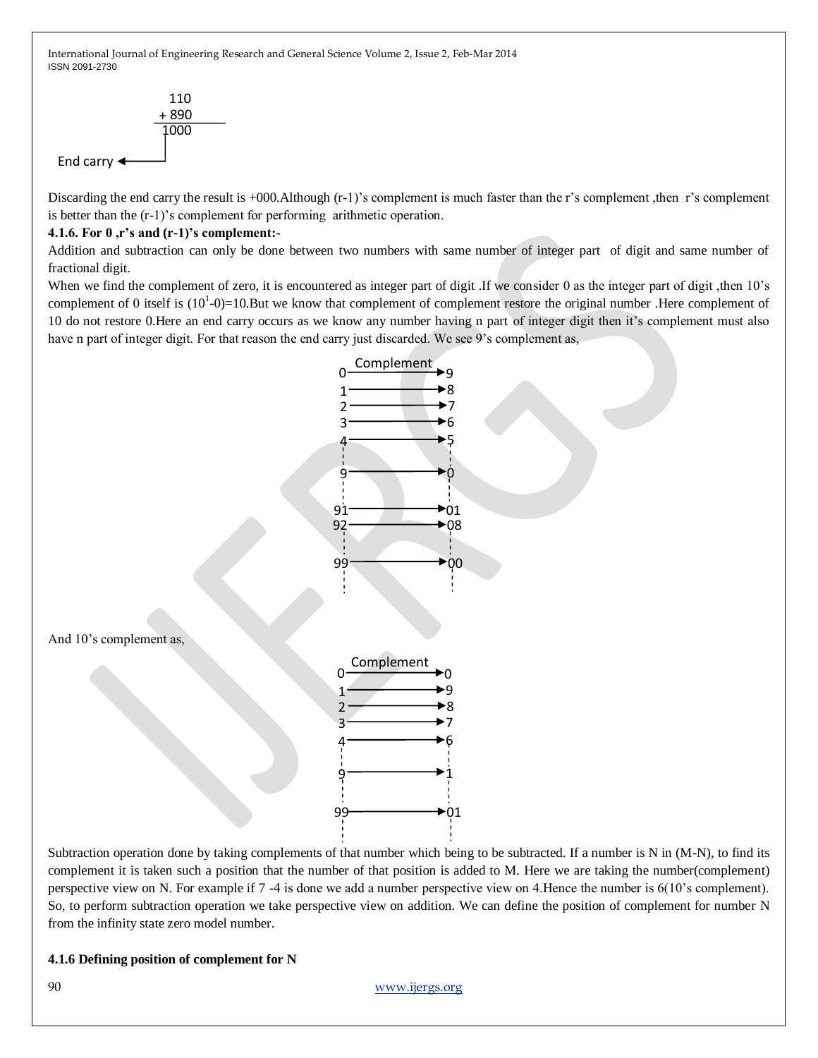```
  110
+ 890
 1000
```

End carry

Discarding the end carry the result is +000.Although (r-1)'s complement is much faster than the r's complement ,then r's complement is better than the (r-1)'s complement for performing arithmetic operation.

**4.1.6. For 0 ,r's and (r-1)'s complement:-**

Addition and subtraction can only be done between two numbers with same number of integer part of digit and same number of fractional digit.

When we find the complement of zero, it is encountered as integer part of digit .If we consider 0 as the integer part of digit ,then 10's complement of 0 itself is $(10^1-0)=10$.But we know that complement of complement restore the original number .Here complement of 10 do not restore 0.Here an end carry occurs as we know any number having n part of integer digit then it's complement must also have n part of integer digit. For that reason the end carry just discarded. We see 9's complement as,

```
        Complement
0  ----------------> 9
1  ----------------> 8
2  ----------------> 7
3  ----------------> 6
4  ----------------> 5
:                    :
9  ----------------> 0
:                    :
91 ----------------> 01
92 ----------------> 08
:                    :
99 ----------------> 00
:                    :
```

And 10's complement as,

```
        Complement
0  ----------------> 0
1  ----------------> 9
2  ----------------> 8
3  ----------------> 7
4  ----------------> 6
:                    :
9  ----------------> 1
:                    :
99 ----------------> 01
:                    :
```

Subtraction operation done by taking complements of that number which being to be subtracted. If a number is N in (M-N), to find its complement it is taken such a position that the number of that position is added to M. Here we are taking the number(complement) perspective view on N. For example if 7 -4 is done we add a number perspective view on 4.Hence the number is 6(10's complement). So, to perform subtraction operation we take perspective view on addition. We can define the position of complement for number N from the infinity state zero model number.

**4.1.6 Defining position of complement for N**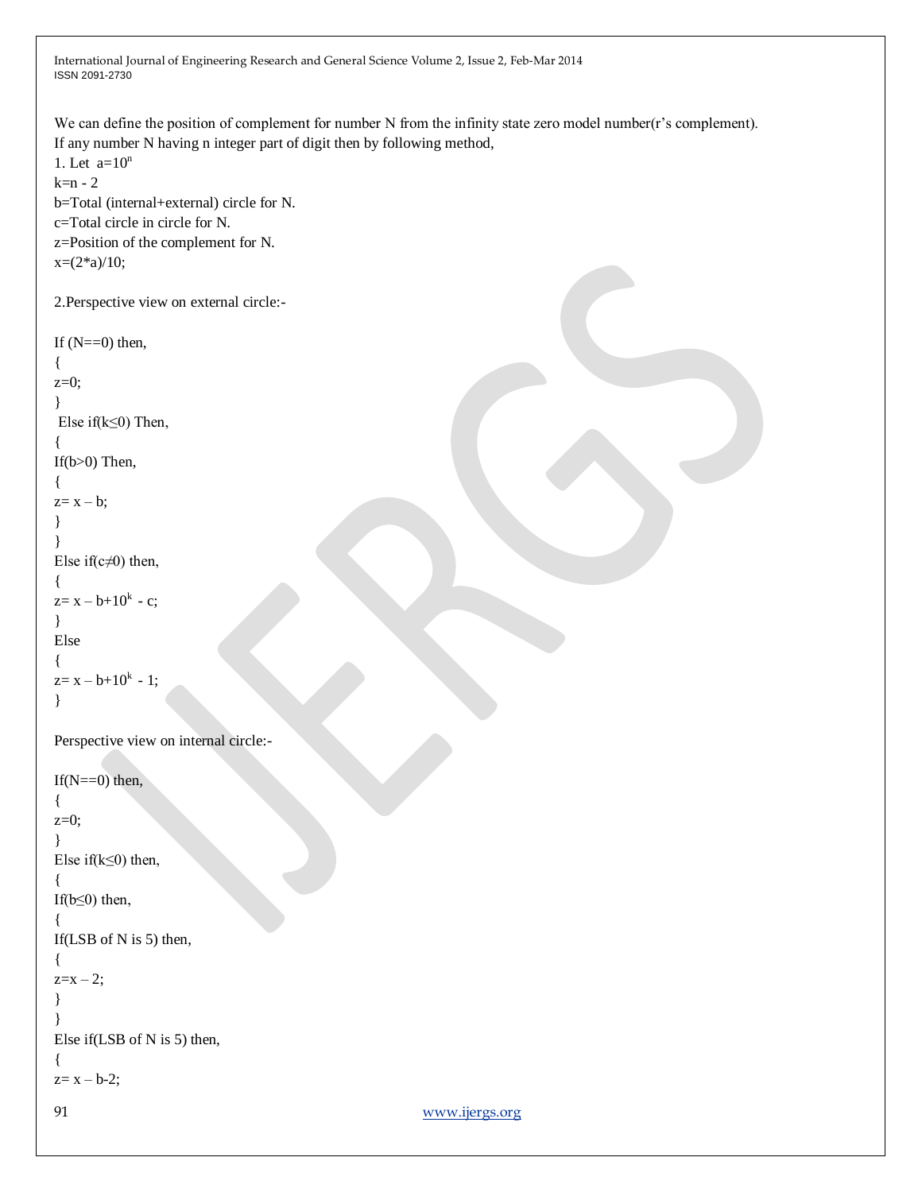We can define the position of complement for number N from the infinity state zero model number(r's complement).
If any number N having n integer part of digit then by following method,

1. Let $a=10^n$

$k=n - 2$

b=Total (internal+external) circle for N.

c=Total circle in circle for N.

z=Position of the complement for N.

$x=(2*a)/10;$

2.Perspective view on external circle:-

```
If (N==0) then,
{
z=0;
}
 Else if(k≤0) Then,
{
If(b>0) Then,
{
z= x – b;
}
}
Else if(c≠0) then,
{
z= x – b+10^k - c;
}
Else
{
z= x – b+10^k - 1;
}
```

Perspective view on internal circle:-

```
If(N==0) then,
{
z=0;
}
Else if(k≤0) then,
{
If(b≤0) then,
{
If(LSB of N is 5) then,
{
z=x – 2;
}
}
Else if(LSB of N is 5) then,
{
z= x – b-2;
```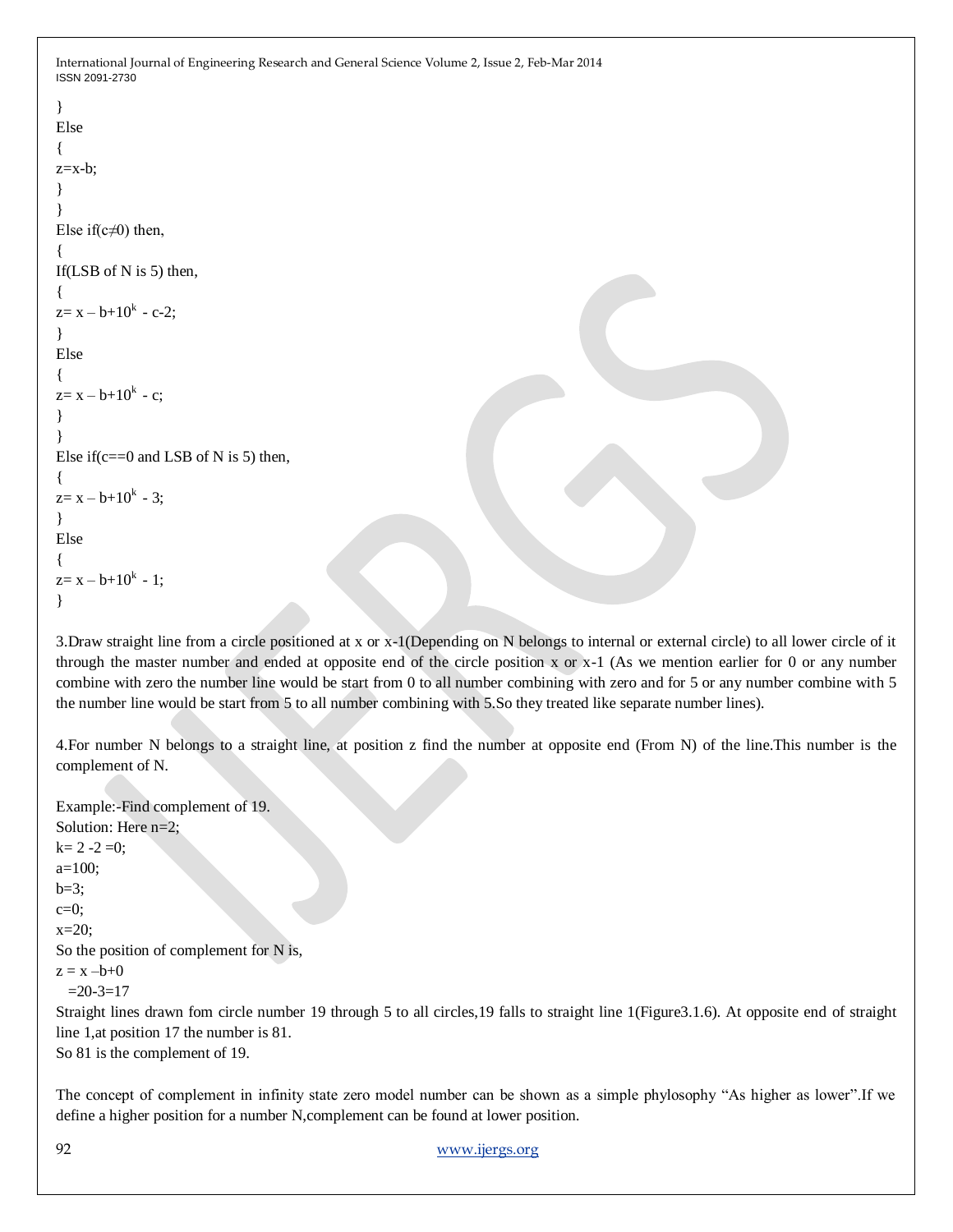```
}
Else
{
z=x-b;
}
}
Else if(c≠0) then,
{
If(LSB of N is 5) then,
{
z= x – b+10^k - c-2;
}
Else
{
z= x – b+10^k - c;
}
}
Else if(c==0 and LSB of N is 5) then,
{
z= x – b+10^k - 3;
}
Else
{
z= x – b+10^k - 1;
}
```

3.Draw straight line from a circle positioned at x or x-1(Depending on N belongs to internal or external circle) to all lower circle of it through the master number and ended at opposite end of the circle position x or x-1 (As we mention earlier for 0 or any number combine with zero the number line would be start from 0 to all number combining with zero and for 5 or any number combine with 5 the number line would be start from 5 to all number combining with 5.So they treated like separate number lines).

4.For number N belongs to a straight line, at position z find the number at opposite end (From N) of the line.This number is the complement of N.

Example:-Find complement of 19.
Solution: Here n=2;
k= 2 -2 =0;
a=100;
b=3;
c=0;
x=20;
So the position of complement for N is,
z = x –b+0
 =20-3=17
Straight lines drawn fom circle number 19 through 5 to all circles,19 falls to straight line 1(Figure3.1.6). At opposite end of straight line 1,at position 17 the number is 81.
So 81 is the complement of 19.

The concept of complement in infinity state zero model number can be shown as a simple phylosophy "As higher as lower".If we define a higher position for a number N,complement can be found at lower position.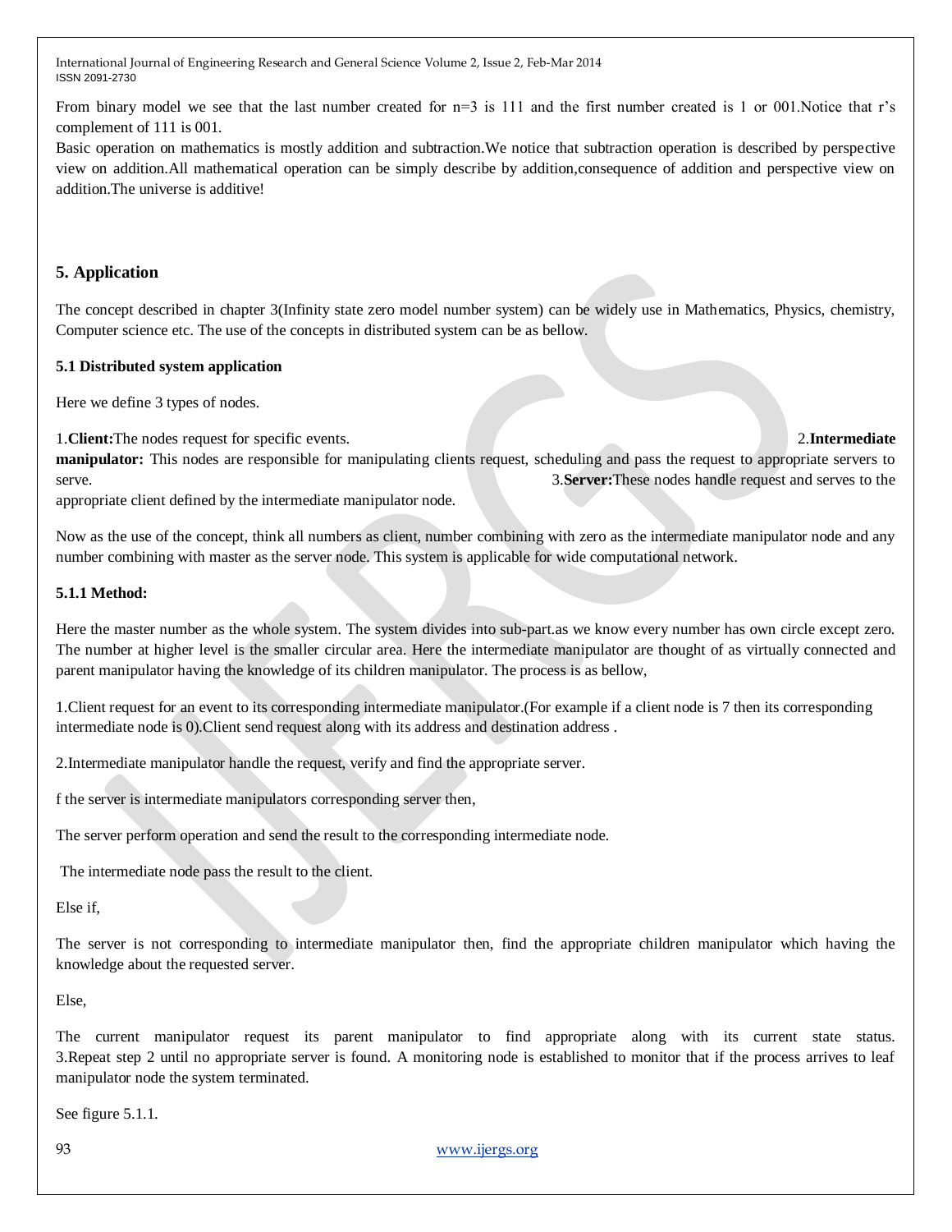From binary model we see that the last number created for n=3 is 111 and the first number created is 1 or 001.Notice that r's complement of 111 is 001.

Basic operation on mathematics is mostly addition and subtraction.We notice that subtraction operation is described by perspective view on addition.All mathematical operation can be simply describe by addition,consequence of addition and perspective view on addition.The universe is additive!

## 5. Application

The concept described in chapter 3(Infinity state zero model number system) can be widely use in Mathematics, Physics, chemistry, Computer science etc. The use of the concepts in distributed system can be as bellow.

### 5.1 Distributed system application

Here we define 3 types of nodes.

1.**Client:**The nodes request for specific events. 2.**Intermediate manipulator:** This nodes are responsible for manipulating clients request, scheduling and pass the request to appropriate servers to serve. 3.**Server:**These nodes handle request and serves to the appropriate client defined by the intermediate manipulator node.

Now as the use of the concept, think all numbers as client, number combining with zero as the intermediate manipulator node and any number combining with master as the server node. This system is applicable for wide computational network.

#### 5.1.1 Method:

Here the master number as the whole system. The system divides into sub-part.as we know every number has own circle except zero. The number at higher level is the smaller circular area. Here the intermediate manipulator are thought of as virtually connected and parent manipulator having the knowledge of its children manipulator. The process is as bellow,

1.Client request for an event to its corresponding intermediate manipulator.(For example if a client node is 7 then its corresponding intermediate node is 0).Client send request along with its address and destination address .

2.Intermediate manipulator handle the request, verify and find the appropriate server.

f the server is intermediate manipulators corresponding server then,

The server perform operation and send the result to the corresponding intermediate node.

The intermediate node pass the result to the client.

Else if,

The server is not corresponding to intermediate manipulator then, find the appropriate children manipulator which having the knowledge about the requested server.

Else,

The current manipulator request its parent manipulator to find appropriate along with its current state status. 3.Repeat step 2 until no appropriate server is found. A monitoring node is established to monitor that if the process arrives to leaf manipulator node the system terminated.

See figure 5.1.1.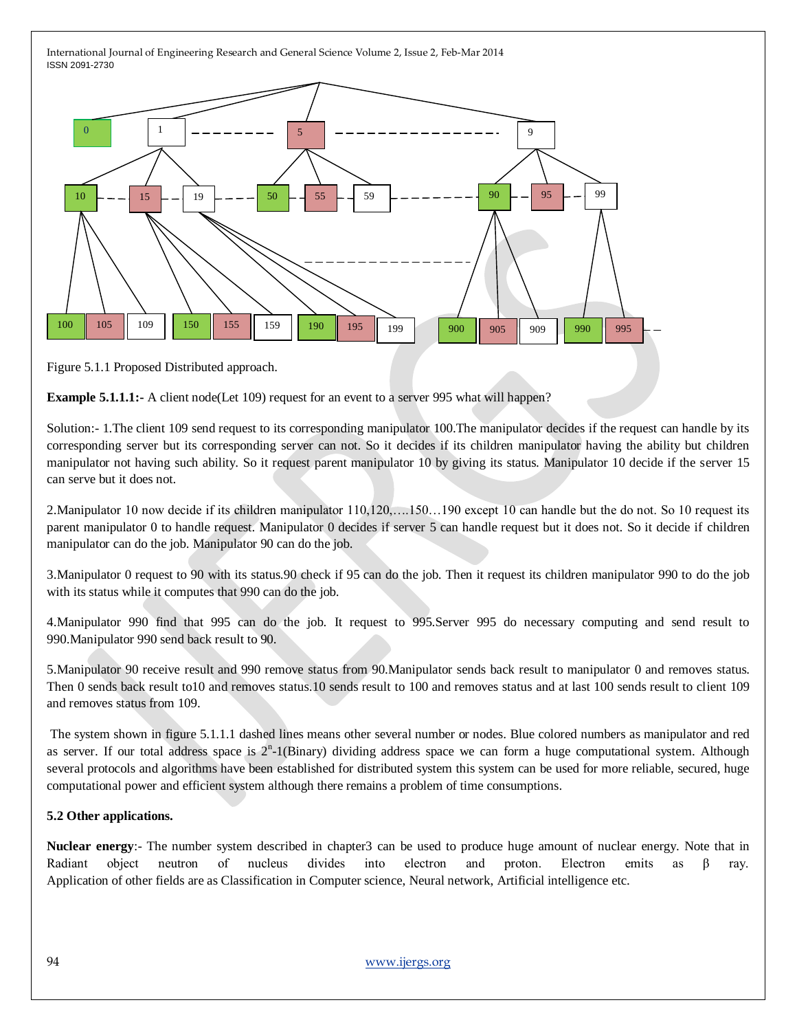Figure 5.1.1 Proposed Distributed approach.

**Example 5.1.1.1:-** A client node(Let 109) request for an event to a server 995 what will happen?

Solution:- 1.The client 109 send request to its corresponding manipulator 100.The manipulator decides if the request can handle by its corresponding server but its corresponding server can not. So it decides if its children manipulator having the ability but children manipulator not having such ability. So it request parent manipulator 10 by giving its status. Manipulator 10 decide if the server 15 can serve but it does not.

2.Manipulator 10 now decide if its children manipulator 110,120,….150…190 except 10 can handle but the do not. So 10 request its parent manipulator 0 to handle request. Manipulator 0 decides if server 5 can handle request but it does not. So it decide if children manipulator can do the job. Manipulator 90 can do the job.

3.Manipulator 0 request to 90 with its status.90 check if 95 can do the job. Then it request its children manipulator 990 to do the job with its status while it computes that 990 can do the job.

4.Manipulator 990 find that 995 can do the job. It request to 995.Server 995 do necessary computing and send result to 990.Manipulator 990 send back result to 90.

5.Manipulator 90 receive result and 990 remove status from 90.Manipulator sends back result to manipulator 0 and removes status. Then 0 sends back result to10 and removes status.10 sends result to 100 and removes status and at last 100 sends result to client 109 and removes status from 109.

The system shown in figure 5.1.1.1 dashed lines means other several number or nodes. Blue colored numbers as manipulator and red as server. If our total address space is $2^n$-1(Binary) dividing address space we can form a huge computational system. Although several protocols and algorithms have been established for distributed system this system can be used for more reliable, secured, huge computational power and efficient system although there remains a problem of time consumptions.

**5.2 Other applications.**

**Nuclear energy**:- The number system described in chapter3 can be used to produce huge amount of nuclear energy. Note that in Radiant object neutron of nucleus divides into electron and proton. Electron emits as β ray. Application of other fields are as Classification in Computer science, Neural network, Artificial intelligence etc.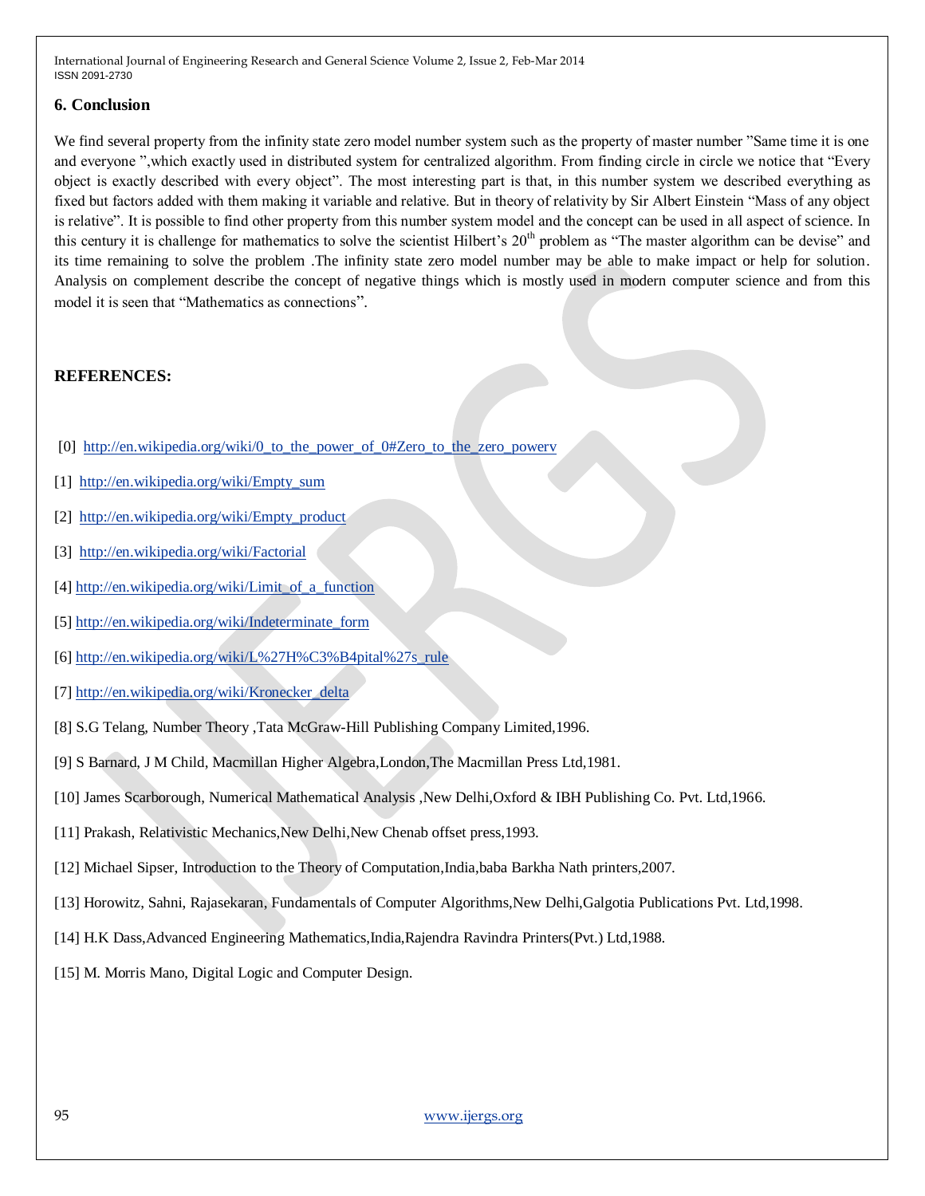## 6. Conclusion

We find several property from the infinity state zero model number system such as the property of master number "Same time it is one and everyone ",which exactly used in distributed system for centralized algorithm. From finding circle in circle we notice that "Every object is exactly described with every object". The most interesting part is that, in this number system we described everything as fixed but factors added with them making it variable and relative. But in theory of relativity by Sir Albert Einstein "Mass of any object is relative". It is possible to find other property from this number system model and the concept can be used in all aspect of science. In this century it is challenge for mathematics to solve the scientist Hilbert's $20^{th}$ problem as "The master algorithm can be devise" and its time remaining to solve the problem .The infinity state zero model number may be able to make impact or help for solution. Analysis on complement describe the concept of negative things which is mostly used in modern computer science and from this model it is seen that "Mathematics as connections".

## REFERENCES:

[0] http://en.wikipedia.org/wiki/0_to_the_power_of_0#Zero_to_the_zero_powerv

[1] http://en.wikipedia.org/wiki/Empty_sum

[2] http://en.wikipedia.org/wiki/Empty_product

[3] http://en.wikipedia.org/wiki/Factorial

[4] http://en.wikipedia.org/wiki/Limit_of_a_function

[5] http://en.wikipedia.org/wiki/Indeterminate_form

[6] http://en.wikipedia.org/wiki/L%27H%C3%B4pital%27s_rule

[7] http://en.wikipedia.org/wiki/Kronecker_delta

[8] S.G Telang, Number Theory ,Tata McGraw-Hill Publishing Company Limited,1996.

[9] S Barnard, J M Child, Macmillan Higher Algebra,London,The Macmillan Press Ltd,1981.

[10] James Scarborough, Numerical Mathematical Analysis ,New Delhi,Oxford & IBH Publishing Co. Pvt. Ltd,1966.

[11] Prakash, Relativistic Mechanics,New Delhi,New Chenab offset press,1993.

[12] Michael Sipser, Introduction to the Theory of Computation,India,baba Barkha Nath printers,2007.

[13] Horowitz, Sahni, Rajasekaran, Fundamentals of Computer Algorithms,New Delhi,Galgotia Publications Pvt. Ltd,1998.

[14] H.K Dass,Advanced Engineering Mathematics,India,Rajendra Ravindra Printers(Pvt.) Ltd,1988.

[15] M. Morris Mano, Digital Logic and Computer Design.